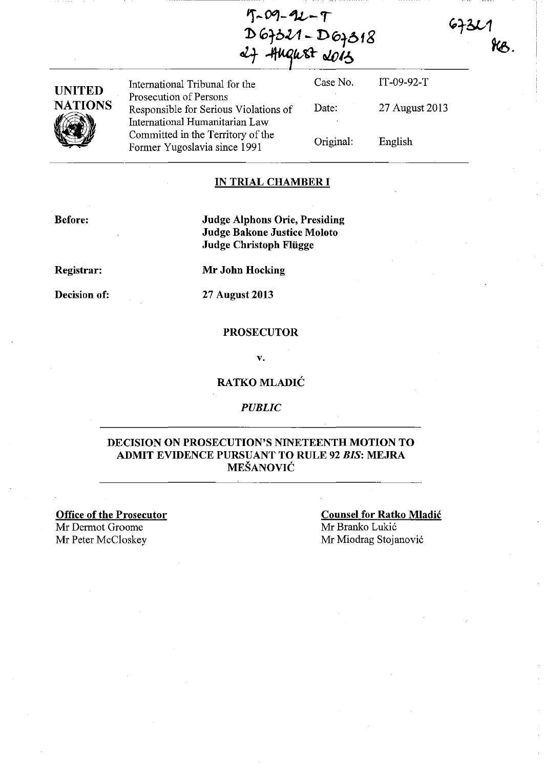IT-09-92-T
D67321 - D67318
27 August 2013

67321
KB.

| UNITED NATIONS | International Tribunal for the Prosecution of Persons Responsible for Serious Violations of International Humanitarian Law Committed in the Territory of the Former Yugoslavia since 1991 | Case No. | IT-09-92-T |
|---|---|---|---|
| | | Date: | 27 August 2013 |
| | | Original: | English |

**IN TRIAL CHAMBER I**

**Before:** **Judge Alphons Orie, Presiding**
**Judge Bakone Justice Moloto**
**Judge Christoph Flügge**

**Registrar:** **Mr John Hocking**

**Decision of:** **27 August 2013**

**PROSECUTOR**

**v.**

**RATKO MLADIĆ**

***PUBLIC***

**DECISION ON PROSECUTION'S NINETEENTH MOTION TO ADMIT EVIDENCE PURSUANT TO RULE 92 *BIS*: MEJRA MEŠANOVIĆ**

**Office of the Prosecutor**
Mr Dermot Groome
Mr Peter McCloskey

**Counsel for Ratko Mladić**
Mr Branko Lukić
Mr Miodrag Stojanović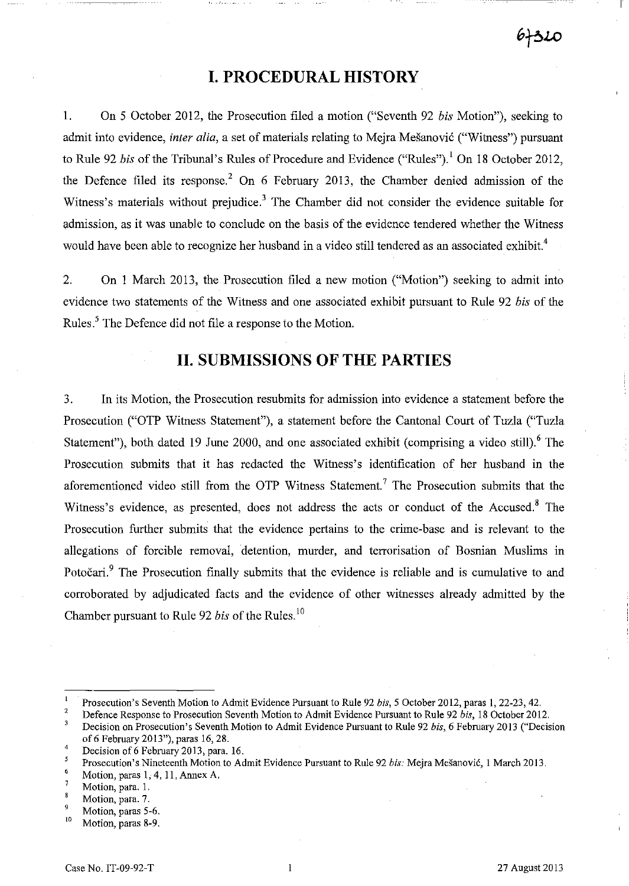# I. PROCEDURAL HISTORY

1. On 5 October 2012, the Prosecution filed a motion ("Seventh 92 *bis* Motion"), seeking to admit into evidence, *inter alia*, a set of materials relating to Mejra Mešanović ("Witness") pursuant to Rule 92 *bis* of the Tribunal's Rules of Procedure and Evidence ("Rules").[1] On 18 October 2012, the Defence filed its response.[2] On 6 February 2013, the Chamber denied admission of the Witness's materials without prejudice.[3] The Chamber did not consider the evidence suitable for admission, as it was unable to conclude on the basis of the evidence tendered whether the Witness would have been able to recognize her husband in a video still tendered as an associated exhibit.[4]

2. On 1 March 2013, the Prosecution filed a new motion ("Motion") seeking to admit into evidence two statements of the Witness and one associated exhibit pursuant to Rule 92 *bis* of the Rules.[5] The Defence did not file a response to the Motion.

# II. SUBMISSIONS OF THE PARTIES

3. In its Motion, the Prosecution resubmits for admission into evidence a statement before the Prosecution ("OTP Witness Statement"), a statement before the Cantonal Court of Tuzla ("Tuzla Statement"), both dated 19 June 2000, and one associated exhibit (comprising a video still).[6] The Prosecution submits that it has redacted the Witness's identification of her husband in the aforementioned video still from the OTP Witness Statement.[7] The Prosecution submits that the Witness's evidence, as presented, does not address the acts or conduct of the Accused.[8] The Prosecution further submits that the evidence pertains to the crime-base and is relevant to the allegations of forcible removal, detention, murder, and terrorisation of Bosnian Muslims in Potočari.[9] The Prosecution finally submits that the evidence is reliable and is cumulative to and corroborated by adjudicated facts and the evidence of other witnesses already admitted by the Chamber pursuant to Rule 92 *bis* of the Rules.[10]

---

[1] Prosecution's Seventh Motion to Admit Evidence Pursuant to Rule 92 *bis*, 5 October 2012, paras 1, 22-23, 42.

[2] Defence Response to Prosecution Seventh Motion to Admit Evidence Pursuant to Rule 92 *bis*, 18 October 2012.

[3] Decision on Prosecution's Seventh Motion to Admit Evidence Pursuant to Rule 92 *bis*, 6 February 2013 ("Decision of 6 February 2013"), paras 16, 28.

[4] Decision of 6 February 2013, para. 16.

[5] Prosecution's Nineteenth Motion to Admit Evidence Pursuant to Rule 92 *bis*: Mejra Mešanović, 1 March 2013.

[6] Motion, paras 1, 4, 11, Annex A.

[7] Motion, para. 1.

[8] Motion, para. 7.

[9] Motion, paras 5-6.

[10] Motion, paras 8-9.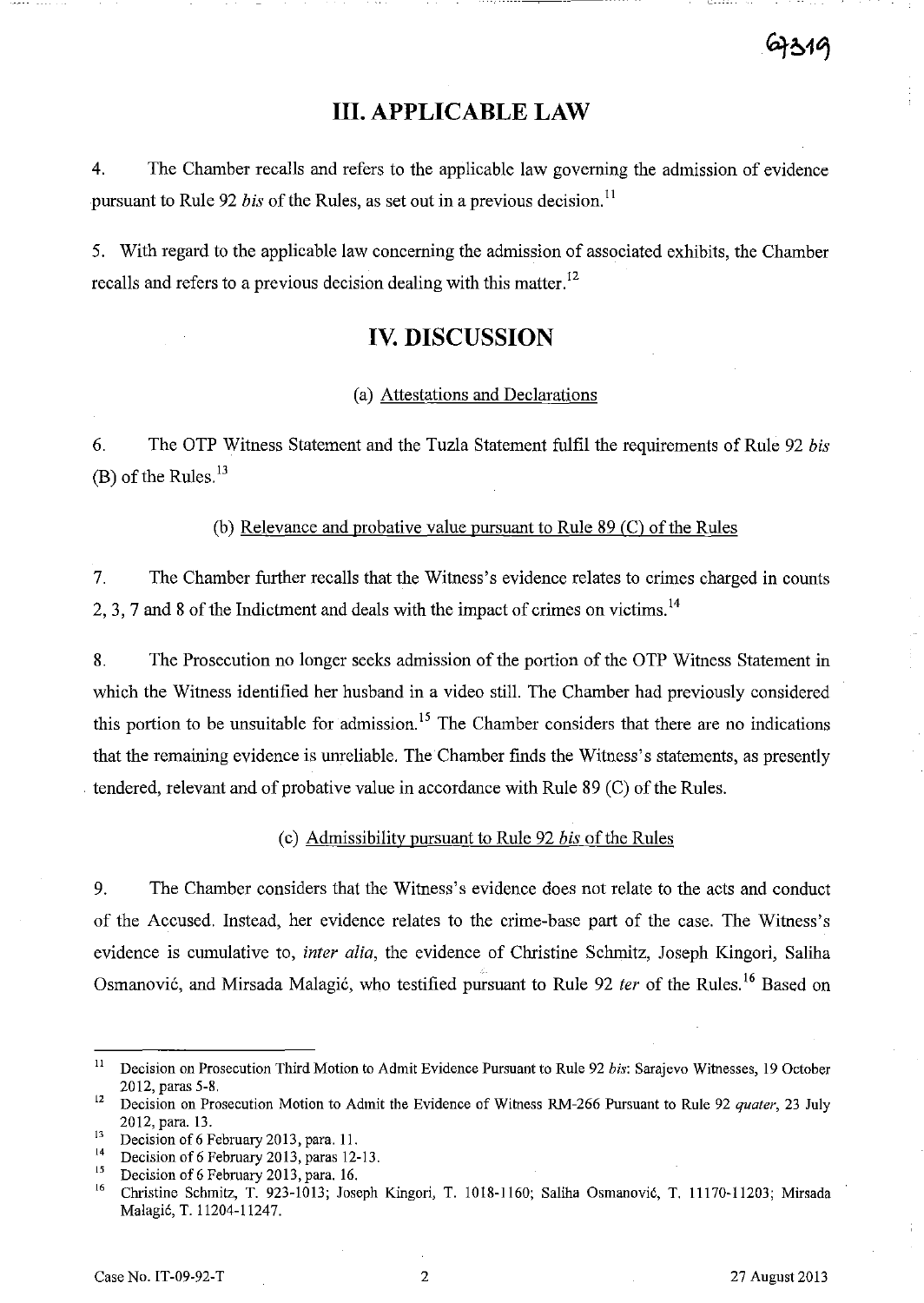## III. APPLICABLE LAW

4. The Chamber recalls and refers to the applicable law governing the admission of evidence pursuant to Rule 92 *bis* of the Rules, as set out in a previous decision.[11]

5. With regard to the applicable law concerning the admission of associated exhibits, the Chamber recalls and refers to a previous decision dealing with this matter.[12]

## IV. DISCUSSION

### (a) Attestations and Declarations

6. The OTP Witness Statement and the Tuzla Statement fulfil the requirements of Rule 92 *bis* (B) of the Rules.[13]

### (b) Relevance and probative value pursuant to Rule 89 (C) of the Rules

7. The Chamber further recalls that the Witness's evidence relates to crimes charged in counts 2, 3, 7 and 8 of the Indictment and deals with the impact of crimes on victims.[14]

8. The Prosecution no longer seeks admission of the portion of the OTP Witness Statement in which the Witness identified her husband in a video still. The Chamber had previously considered this portion to be unsuitable for admission.[15] The Chamber considers that there are no indications that the remaining evidence is unreliable. The Chamber finds the Witness's statements, as presently tendered, relevant and of probative value in accordance with Rule 89 (C) of the Rules.

### (c) Admissibility pursuant to Rule 92 *bis* of the Rules

9. The Chamber considers that the Witness's evidence does not relate to the acts and conduct of the Accused. Instead, her evidence relates to the crime-base part of the case. The Witness's evidence is cumulative to, *inter alia*, the evidence of Christine Schmitz, Joseph Kingori, Saliha Osmanović, and Mirsada Malagić, who testified pursuant to Rule 92 *ter* of the Rules.[16] Based on

---

[11] Decision on Prosecution Third Motion to Admit Evidence Pursuant to Rule 92 *bis*: Sarajevo Witnesses, 19 October 2012, paras 5-8.

[12] Decision on Prosecution Motion to Admit the Evidence of Witness RM-266 Pursuant to Rule 92 *quater*, 23 July 2012, para. 13.

[13] Decision of 6 February 2013, para. 11.

[14] Decision of 6 February 2013, paras 12-13.

[15] Decision of 6 February 2013, para. 16.

[16] Christine Schmitz, T. 923-1013; Joseph Kingori, T. 1018-1160; Saliha Osmanović, T. 11170-11203; Mirsada Malagić, T. 11204-11247.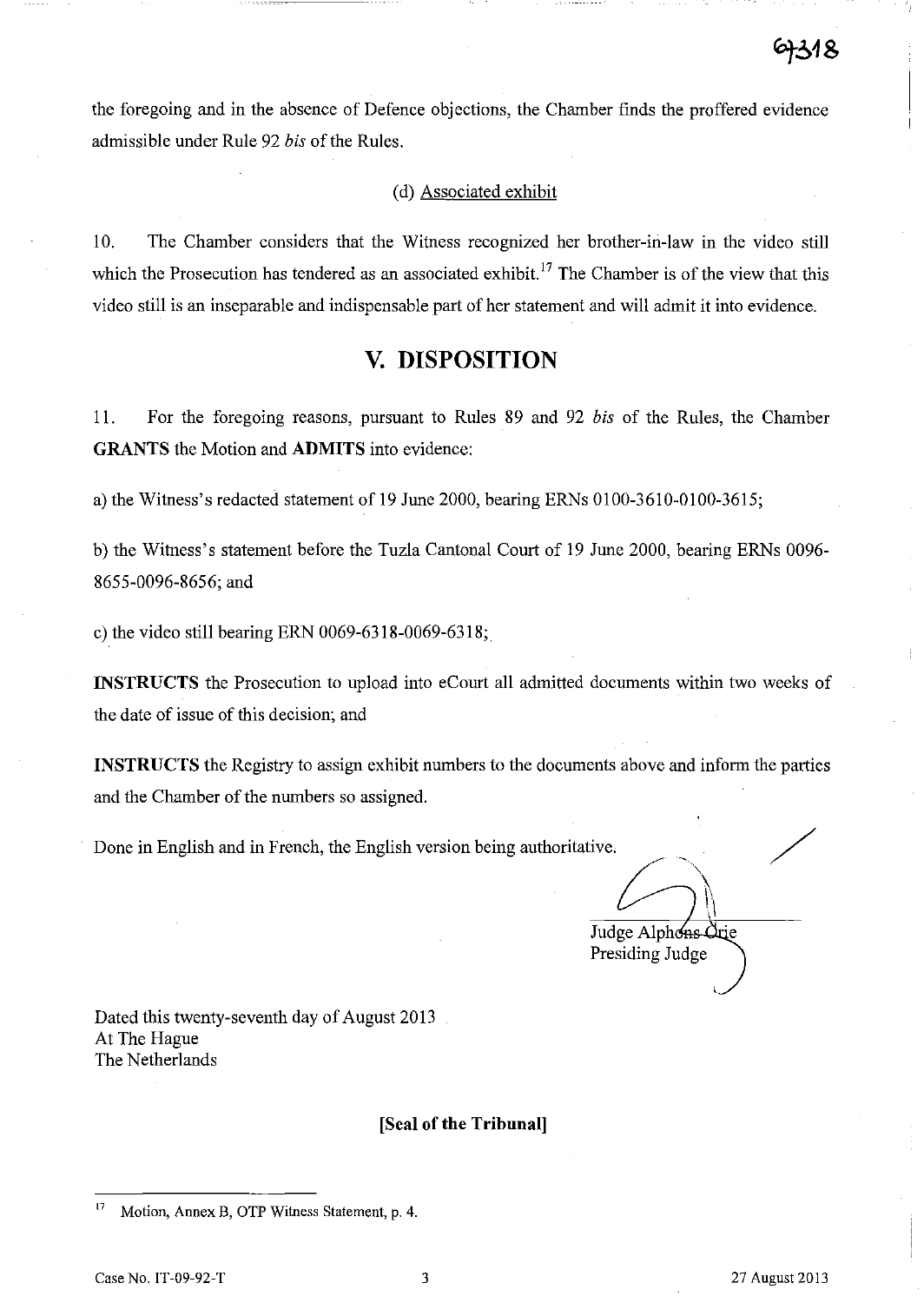the foregoing and in the absence of Defence objections, the Chamber finds the proffered evidence admissible under Rule 92 *bis* of the Rules.

(d) Associated exhibit

10. The Chamber considers that the Witness recognized her brother-in-law in the video still which the Prosecution has tendered as an associated exhibit.[17] The Chamber is of the view that this video still is an inseparable and indispensable part of her statement and will admit it into evidence.

## V. DISPOSITION

11. For the foregoing reasons, pursuant to Rules 89 and 92 *bis* of the Rules, the Chamber **GRANTS** the Motion and **ADMITS** into evidence:

a) the Witness's redacted statement of 19 June 2000, bearing ERNs 0100-3610-0100-3615;

b) the Witness's statement before the Tuzla Cantonal Court of 19 June 2000, bearing ERNs 0096-8655-0096-8656; and

c) the video still bearing ERN 0069-6318-0069-6318;

**INSTRUCTS** the Prosecution to upload into eCourt all admitted documents within two weeks of the date of issue of this decision; and

**INSTRUCTS** the Registry to assign exhibit numbers to the documents above and inform the parties and the Chamber of the numbers so assigned.

Done in English and in French, the English version being authoritative.

Judge Alphons Orie
Presiding Judge

Dated this twenty-seventh day of August 2013
At The Hague
The Netherlands

**[Seal of the Tribunal]**

---

[17] Motion, Annex B, OTP Witness Statement, p. 4.